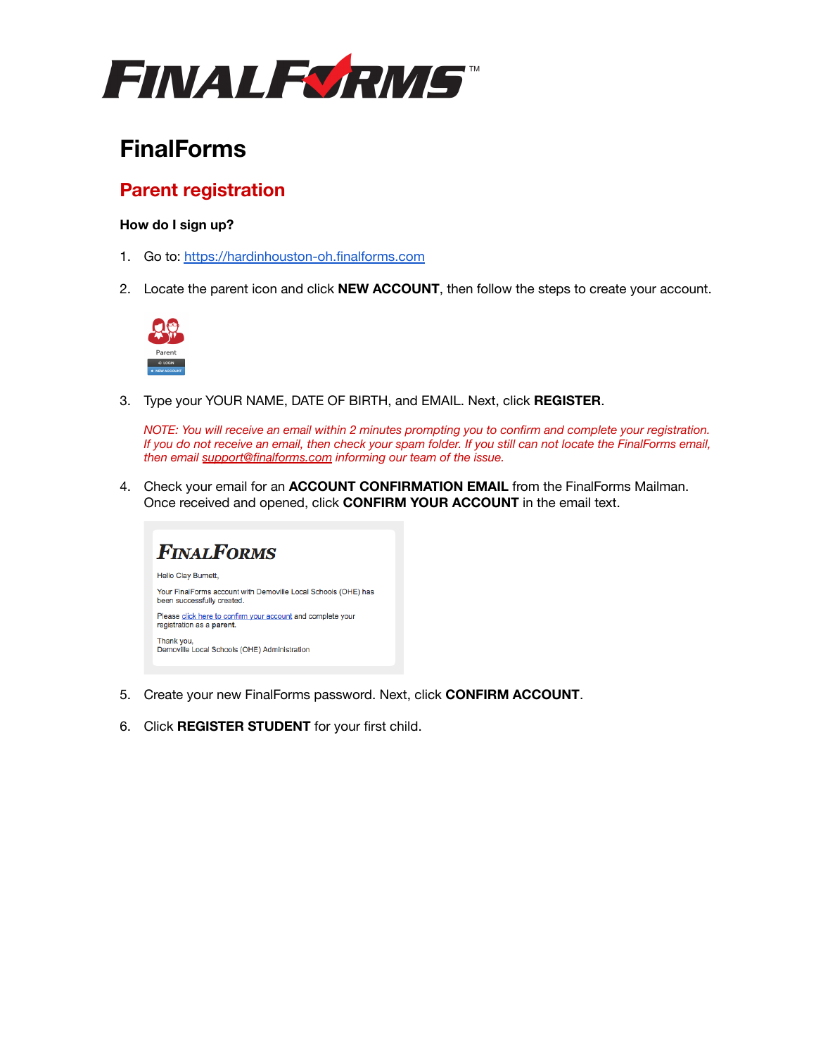# FinalForms

## Parent registration

**How do I sign up?**

1. Go to: [https://hardinhouston-oh.finalforms.com](https://hardinhouston-oh.finalforms.com)

2. Locate the parent icon and click **NEW ACCOUNT**, then follow the steps to create your account.

3. Type your YOUR NAME, DATE OF BIRTH, and EMAIL. Next, click **REGISTER**.

   *NOTE: You will receive an email within 2 minutes prompting you to confirm and complete your registration. If you do not receive an email, then check your spam folder. If you still can not locate the FinalForms email, then email [support@finalforms.com](mailto:support@finalforms.com) informing our team of the issue.*

4. Check your email for an **ACCOUNT CONFIRMATION EMAIL** from the FinalForms Mailman. Once received and opened, click **CONFIRM YOUR ACCOUNT** in the email text.

5. Create your new FinalForms password. Next, click **CONFIRM ACCOUNT**.

6. Click **REGISTER STUDENT** for your first child.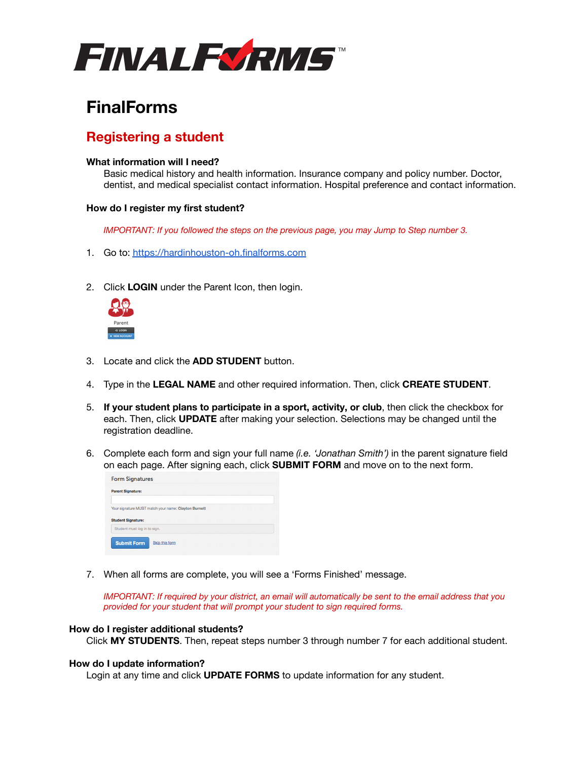# FinalForms

## Registering a student

**What information will I need?**

Basic medical history and health information. Insurance company and policy number. Doctor, dentist, and medical specialist contact information. Hospital preference and contact information.

**How do I register my first student?**

*IMPORTANT: If you followed the steps on the previous page, you may Jump to Step number 3.*

1. Go to: https://hardinhouston-oh.finalforms.com

2. Click **LOGIN** under the Parent Icon, then login.

3. Locate and click the **ADD STUDENT** button.

4. Type in the **LEGAL NAME** and other required information. Then, click **CREATE STUDENT**.

5. **If your student plans to participate in a sport, activity, or club**, then click the checkbox for each. Then, click **UPDATE** after making your selection. Selections may be changed until the registration deadline.

6. Complete each form and sign your full name *(i.e. 'Jonathan Smith')* in the parent signature field on each page. After signing each, click **SUBMIT FORM** and move on to the next form.

7. When all forms are complete, you will see a 'Forms Finished' message.

*IMPORTANT: If required by your district, an email will automatically be sent to the email address that you provided for your student that will prompt your student to sign required forms.*

**How do I register additional students?**

Click **MY STUDENTS**. Then, repeat steps number 3 through number 7 for each additional student.

**How do I update information?**

Login at any time and click **UPDATE FORMS** to update information for any student.